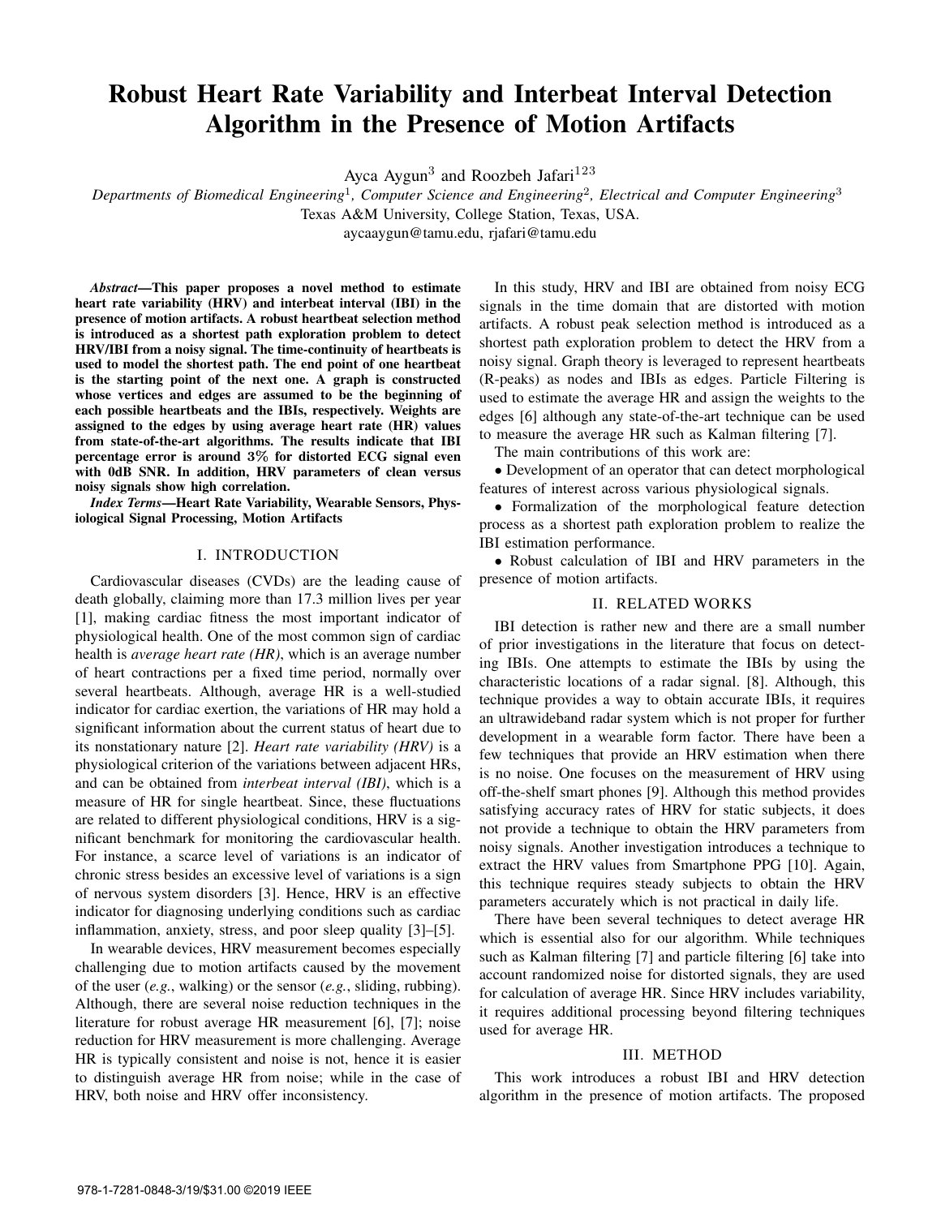# Robust Heart Rate Variability and Interbeat Interval Detection Algorithm in the Presence of Motion Artifacts

Ayca Aygun[3] and Roozbeh Jafari[123]

*Departments of Biomedical Engineering*[1]*, Computer Science and Engineering*[2]*, Electrical and Computer Engineering*[3]

Texas A&M University, College Station, Texas, USA.

aycaaygun@tamu.edu, rjafari@tamu.edu

***Abstract*—This paper proposes a novel method to estimate heart rate variability (HRV) and interbeat interval (IBI) in the presence of motion artifacts. A robust heartbeat selection method is introduced as a shortest path exploration problem to detect HRV/IBI from a noisy signal. The time-continuity of heartbeats is used to model the shortest path. The end point of one heartbeat is the starting point of the next one. A graph is constructed whose vertices and edges are assumed to be the beginning of each possible heartbeats and the IBIs, respectively. Weights are assigned to the edges by using average heart rate (HR) values from state-of-the-art algorithms. The results indicate that IBI percentage error is around 3% for distorted ECG signal even with 0dB SNR. In addition, HRV parameters of clean versus noisy signals show high correlation.**

***Index Terms*—Heart Rate Variability, Wearable Sensors, Physiological Signal Processing, Motion Artifacts**

## I. INTRODUCTION

Cardiovascular diseases (CVDs) are the leading cause of death globally, claiming more than 17.3 million lives per year [1], making cardiac fitness the most important indicator of physiological health. One of the most common sign of cardiac health is *average heart rate (HR)*, which is an average number of heart contractions per a fixed time period, normally over several heartbeats. Although, average HR is a well-studied indicator for cardiac exertion, the variations of HR may hold a significant information about the current status of heart due to its nonstationary nature [2]. *Heart rate variability (HRV)* is a physiological criterion of the variations between adjacent HRs, and can be obtained from *interbeat interval (IBI)*, which is a measure of HR for single heartbeat. Since, these fluctuations are related to different physiological conditions, HRV is a significant benchmark for monitoring the cardiovascular health. For instance, a scarce level of variations is an indicator of chronic stress besides an excessive level of variations is a sign of nervous system disorders [3]. Hence, HRV is an effective indicator for diagnosing underlying conditions such as cardiac inflammation, anxiety, stress, and poor sleep quality [3]–[5].

In wearable devices, HRV measurement becomes especially challenging due to motion artifacts caused by the movement of the user (*e.g.*, walking) or the sensor (*e.g.*, sliding, rubbing). Although, there are several noise reduction techniques in the literature for robust average HR measurement [6], [7]; noise reduction for HRV measurement is more challenging. Average HR is typically consistent and noise is not, hence it is easier to distinguish average HR from noise; while in the case of HRV, both noise and HRV offer inconsistency.

In this study, HRV and IBI are obtained from noisy ECG signals in the time domain that are distorted with motion artifacts. A robust peak selection method is introduced as a shortest path exploration problem to detect the HRV from a noisy signal. Graph theory is leveraged to represent heartbeats (R-peaks) as nodes and IBIs as edges. Particle Filtering is used to estimate the average HR and assign the weights to the edges [6] although any state-of-the-art technique can be used to measure the average HR such as Kalman filtering [7].

The main contributions of this work are:

- Development of an operator that can detect morphological features of interest across various physiological signals.
- Formalization of the morphological feature detection process as a shortest path exploration problem to realize the IBI estimation performance.
- Robust calculation of IBI and HRV parameters in the presence of motion artifacts.

## II. RELATED WORKS

IBI detection is rather new and there are a small number of prior investigations in the literature that focus on detecting IBIs. One attempts to estimate the IBIs by using the characteristic locations of a radar signal. [8]. Although, this technique provides a way to obtain accurate IBIs, it requires an ultrawideband radar system which is not proper for further development in a wearable form factor. There have been a few techniques that provide an HRV estimation when there is no noise. One focuses on the measurement of HRV using off-the-shelf smart phones [9]. Although this method provides satisfying accuracy rates of HRV for static subjects, it does not provide a technique to obtain the HRV parameters from noisy signals. Another investigation introduces a technique to extract the HRV values from Smartphone PPG [10]. Again, this technique requires steady subjects to obtain the HRV parameters accurately which is not practical in daily life.

There have been several techniques to detect average HR which is essential also for our algorithm. While techniques such as Kalman filtering [7] and particle filtering [6] take into account randomized noise for distorted signals, they are used for calculation of average HR. Since HRV includes variability, it requires additional processing beyond filtering techniques used for average HR.

## III. METHOD

This work introduces a robust IBI and HRV detection algorithm in the presence of motion artifacts. The proposed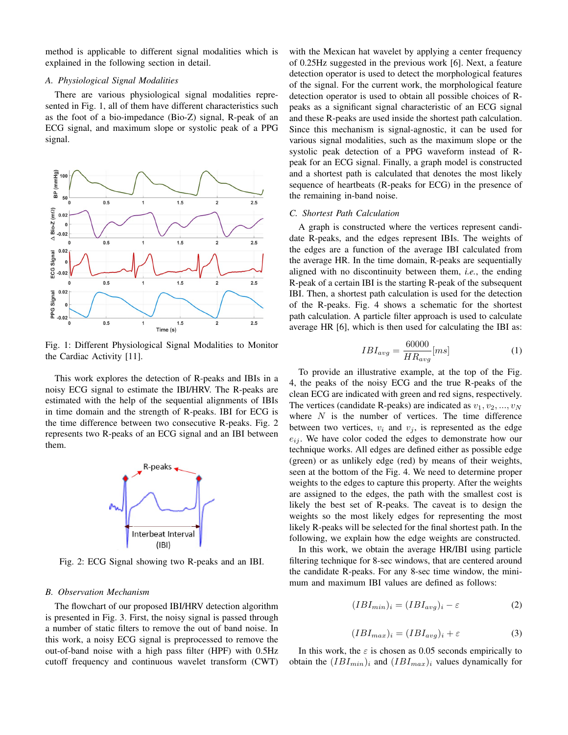method is applicable to different signal modalities which is explained in the following section in detail.

### A. Physiological Signal Modalities

There are various physiological signal modalities represented in Fig. 1, all of them have different characteristics such as the foot of a bio-impedance (Bio-Z) signal, R-peak of an ECG signal, and maximum slope or systolic peak of a PPG signal.

Fig. 1: Different Physiological Signal Modalities to Monitor the Cardiac Activity [11].

This work explores the detection of R-peaks and IBIs in a noisy ECG signal to estimate the IBI/HRV. The R-peaks are estimated with the help of the sequential alignments of IBIs in time domain and the strength of R-peaks. IBI for ECG is the time difference between two consecutive R-peaks. Fig. 2 represents two R-peaks of an ECG signal and an IBI between them.

Fig. 2: ECG Signal showing two R-peaks and an IBI.

### B. Observation Mechanism

The flowchart of our proposed IBI/HRV detection algorithm is presented in Fig. 3. First, the noisy signal is passed through a number of static filters to remove the out of band noise. In this work, a noisy ECG signal is preprocessed to remove the out-of-band noise with a high pass filter (HPF) with 0.5Hz cutoff frequency and continuous wavelet transform (CWT) with the Mexican hat wavelet by applying a center frequency of 0.25Hz suggested in the previous work [6]. Next, a feature detection operator is used to detect the morphological features of the signal. For the current work, the morphological feature detection operator is used to obtain all possible choices of R-peaks as a significant signal characteristic of an ECG signal and these R-peaks are used inside the shortest path calculation. Since this mechanism is signal-agnostic, it can be used for various signal modalities, such as the maximum slope or the systolic peak detection of a PPG waveform instead of R-peak for an ECG signal. Finally, a graph model is constructed and a shortest path is calculated that denotes the most likely sequence of heartbeats (R-peaks for ECG) in the presence of the remaining in-band noise.

### C. Shortest Path Calculation

A graph is constructed where the vertices represent candidate R-peaks, and the edges represent IBIs. The weights of the edges are a function of the average IBI calculated from the average HR. In the time domain, R-peaks are sequentially aligned with no discontinuity between them, *i.e.*, the ending R-peak of a certain IBI is the starting R-peak of the subsequent IBI. Then, a shortest path calculation is used for the detection of the R-peaks. Fig. 4 shows a schematic for the shortest path calculation. A particle filter approach is used to calculate average HR [6], which is then used for calculating the IBI as:

$$IBI_{avg} = \frac{60000}{HR_{avg}}[ms] \tag{1}$$

To provide an illustrative example, at the top of the Fig. 4, the peaks of the noisy ECG and the true R-peaks of the clean ECG are indicated with green and red signs, respectively. The vertices (candidate R-peaks) are indicated as $v_1, v_2, ..., v_N$ where $N$ is the number of vertices. The time difference between two vertices, $v_i$ and $v_j$, is represented as the edge $e_{ij}$. We have color coded the edges to demonstrate how our technique works. All edges are defined either as possible edge (green) or as unlikely edge (red) by means of their weights, seen at the bottom of the Fig. 4. We need to determine proper weights to the edges to capture this property. After the weights are assigned to the edges, the path with the smallest cost is likely the best set of R-peaks. The caveat is to design the weights so the most likely edges for representing the most likely R-peaks will be selected for the final shortest path. In the following, we explain how the edge weights are constructed.

In this work, we obtain the average HR/IBI using particle filtering technique for 8-sec windows, that are centered around the candidate R-peaks. For any 8-sec time window, the minimum and maximum IBI values are defined as follows:

$$(IBI_{min})_i = (IBI_{avg})_i - \varepsilon \tag{2}$$

$$(IBI_{max})_i = (IBI_{avg})_i + \varepsilon \tag{3}$$

In this work, the $\varepsilon$ is chosen as 0.05 seconds empirically to obtain the $(IBI_{min})_i$ and $(IBI_{max})_i$ values dynamically for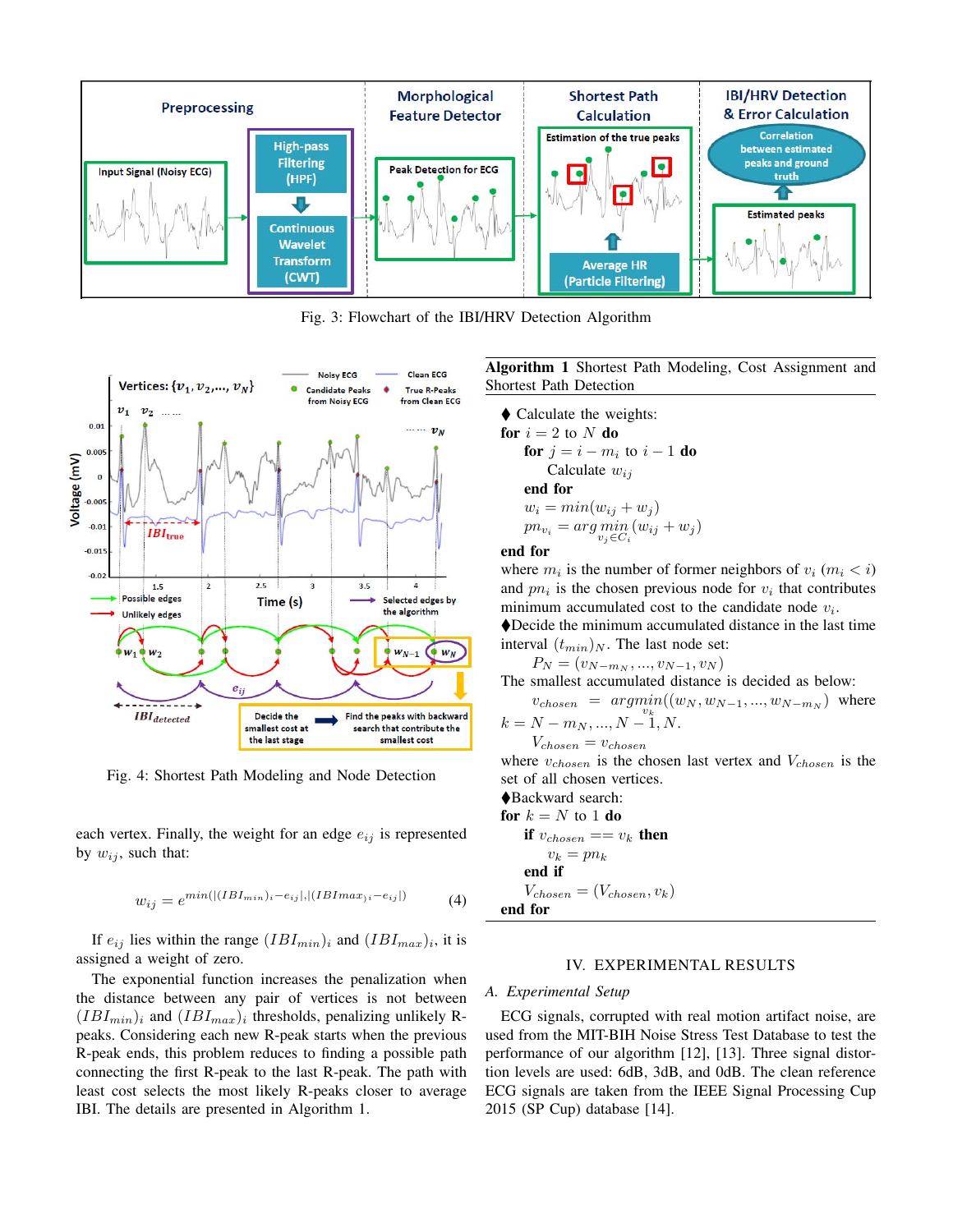Fig. 3: Flowchart of the IBI/HRV Detection Algorithm

Fig. 4: Shortest Path Modeling and Node Detection

each vertex. Finally, the weight for an edge $e_{ij}$ is represented by $w_{ij}$, such that:

$$w_{ij} = e^{min(|(IBI_{min})_i - e_{ij}|, |(IBImax)_i - e_{ij}|)} \tag{4}$$

If $e_{ij}$ lies within the range $(IBI_{min})_i$ and $(IBI_{max})_i$, it is assigned a weight of zero.

The exponential function increases the penalization when the distance between any pair of vertices is not between $(IBI_{min})_i$ and $(IBI_{max})_i$ thresholds, penalizing unlikely R-peaks. Considering each new R-peak starts when the previous R-peak ends, this problem reduces to finding a possible path connecting the first R-peak to the last R-peak. The path with least cost selects the most likely R-peaks closer to average IBI. The details are presented in Algorithm 1.

---

**Algorithm 1** Shortest Path Modeling, Cost Assignment and Shortest Path Detection

---

♦ Calculate the weights:
**for** $i = 2$ to $N$ **do**
  **for** $j = i - m_i$ to $i - 1$ **do**
    Calculate $w_{ij}$
  **end for**
  $w_i = min(w_{ij} + w_j)$
  $pn_{v_i} = arg \min_{v_j \in C_i} (w_{ij} + w_j)$
**end for**
where $m_i$ is the number of former neighbors of $v_i$ ($m_i < i$) and $pn_i$ is the chosen previous node for $v_i$ that contributes minimum accumulated cost to the candidate node $v_i$.
♦Decide the minimum accumulated distance in the last time interval $(t_{min})_N$. The last node set:
  $P_N = (v_{N-m_N}, ..., v_{N-1}, v_N)$
The smallest accumulated distance is decided as below:
  $v_{chosen} = \underset{v_k}{argmin}((w_N, w_{N-1}, ..., w_{N-m_N})$ where $k = N - m_N, ..., N - 1, N$.
  $V_{chosen} = v_{chosen}$
where $v_{chosen}$ is the chosen last vertex and $V_{chosen}$ is the set of all chosen vertices.
♦Backward search:
**for** $k = N$ to 1 **do**
  **if** $v_{chosen} == v_k$ **then**
    $v_k = pn_k$
  **end if**
  $V_{chosen} = (V_{chosen}, v_k)$
**end for**

---

## IV. Experimental Results

### A. Experimental Setup

ECG signals, corrupted with real motion artifact noise, are used from the MIT-BIH Noise Stress Test Database to test the performance of our algorithm [12], [13]. Three signal distortion levels are used: 6dB, 3dB, and 0dB. The clean reference ECG signals are taken from the IEEE Signal Processing Cup 2015 (SP Cup) database [14].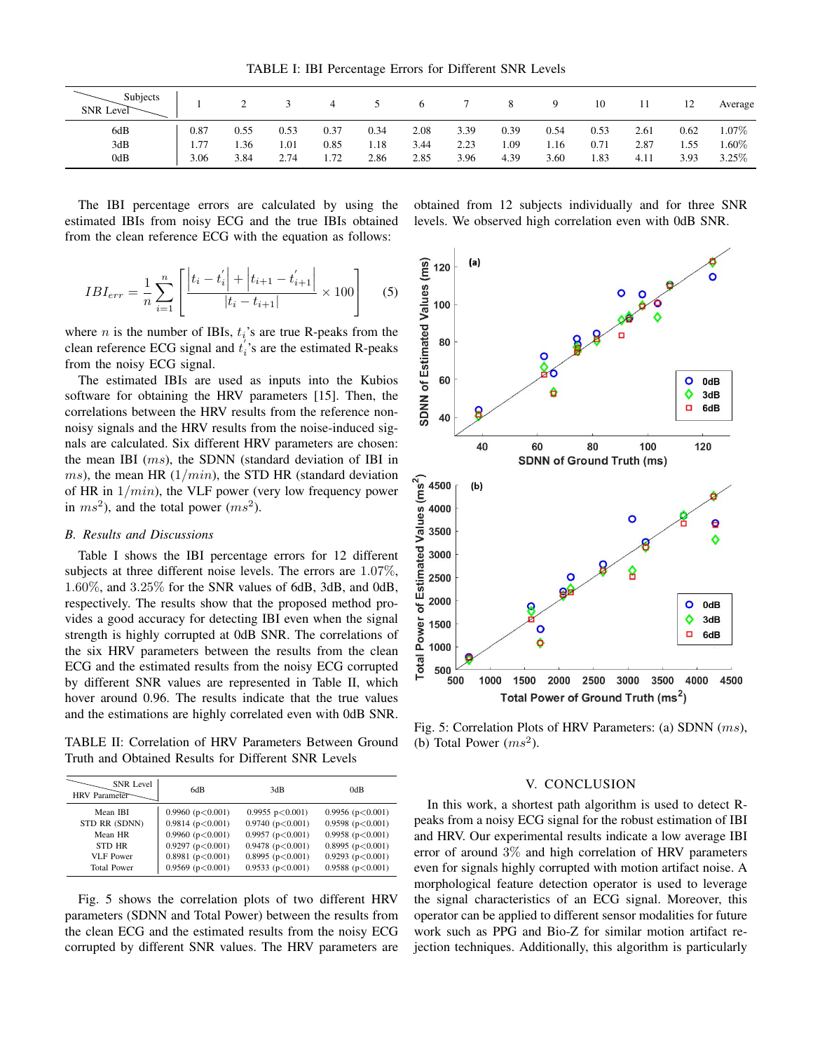TABLE I: IBI Percentage Errors for Different SNR Levels

| SNR Level \ Subjects | 1 | 2 | 3 | 4 | 5 | 6 | 7 | 8 | 9 | 10 | 11 | 12 | Average |
|---|---|---|---|---|---|---|---|---|---|---|---|---|---|
| 6dB | 0.87 | 0.55 | 0.53 | 0.37 | 0.34 | 2.08 | 3.39 | 0.39 | 0.54 | 0.53 | 2.61 | 0.62 | 1.07% |
| 3dB | 1.77 | 1.36 | 1.01 | 0.85 | 1.18 | 3.44 | 2.23 | 1.09 | 1.16 | 0.71 | 2.87 | 1.55 | 1.60% |
| 0dB | 3.06 | 3.84 | 2.74 | 1.72 | 2.86 | 2.85 | 3.96 | 4.39 | 3.60 | 1.83 | 4.11 | 3.93 | 3.25% |

The IBI percentage errors are calculated by using the estimated IBIs from noisy ECG and the true IBIs obtained from the clean reference ECG with the equation as follows:

$$IBI_{err} = \frac{1}{n}\sum_{i=1}^{n}\left[\frac{\left|t_i - t_i^{'}\right| + \left|t_{i+1} - t_{i+1}^{'}\right|}{\left|t_i - t_{i+1}\right|} \times 100\right] \qquad (5)$$

where $n$ is the number of IBIs, $t_i$'s are true R-peaks from the clean reference ECG signal and $t_i^{'}$'s are the estimated R-peaks from the noisy ECG signal.

The estimated IBIs are used as inputs into the Kubios software for obtaining the HRV parameters [15]. Then, the correlations between the HRV results from the reference non-noisy signals and the HRV results from the noise-induced signals are calculated. Six different HRV parameters are chosen: the mean IBI ($ms$), the SDNN (standard deviation of IBI in $ms$), the mean HR ($1/min$), the STD HR (standard deviation of HR in $1/min$), the VLF power (very low frequency power in $ms^2$), and the total power ($ms^2$).

### *B. Results and Discussions*

Table I shows the IBI percentage errors for 12 different subjects at three different noise levels. The errors are 1.07%, 1.60%, and 3.25% for the SNR values of 6dB, 3dB, and 0dB, respectively. The results show that the proposed method provides a good accuracy for detecting IBI even when the signal strength is highly corrupted at 0dB SNR. The correlations of the six HRV parameters between the results from the clean ECG and the estimated results from the noisy ECG corrupted by different SNR values are represented in Table II, which hover around 0.96. The results indicate that the true values and the estimations are highly correlated even with 0dB SNR.

TABLE II: Correlation of HRV Parameters Between Ground Truth and Obtained Results for Different SNR Levels

| HRV Parameter \ SNR Level | 6dB | 3dB | 0dB |
|---|---|---|---|
| Mean IBI | 0.9960 (p<0.001) | 0.9955 p<0.001) | 0.9956 (p<0.001) |
| STD RR (SDNN) | 0.9814 (p<0.001) | 0.9740 (p<0.001) | 0.9598 (p<0.001) |
| Mean HR | 0.9960 (p<0.001) | 0.9957 (p<0.001) | 0.9958 (p<0.001) |
| STD HR | 0.9297 (p<0.001) | 0.9478 (p<0.001) | 0.8995 (p<0.001) |
| VLF Power | 0.8981 (p<0.001) | 0.8995 (p<0.001) | 0.9293 (p<0.001) |
| Total Power | 0.9569 (p<0.001) | 0.9533 (p<0.001) | 0.9588 (p<0.001) |

Fig. 5 shows the correlation plots of two different HRV parameters (SDNN and Total Power) between the results from the clean ECG and the estimated results from the noisy ECG corrupted by different SNR values. The HRV parameters are obtained from 12 subjects individually and for three SNR levels. We observed high correlation even with 0dB SNR.

Fig. 5: Correlation Plots of HRV Parameters: (a) SDNN ($ms$), (b) Total Power ($ms^2$).

## V. CONCLUSION

In this work, a shortest path algorithm is used to detect R-peaks from a noisy ECG signal for the robust estimation of IBI and HRV. Our experimental results indicate a low average IBI error of around 3% and high correlation of HRV parameters even for signals highly corrupted with motion artifact noise. A morphological feature detection operator is used to leverage the signal characteristics of an ECG signal. Moreover, this operator can be applied to different sensor modalities for future work such as PPG and Bio-Z for similar motion artifact rejection techniques. Additionally, this algorithm is particularly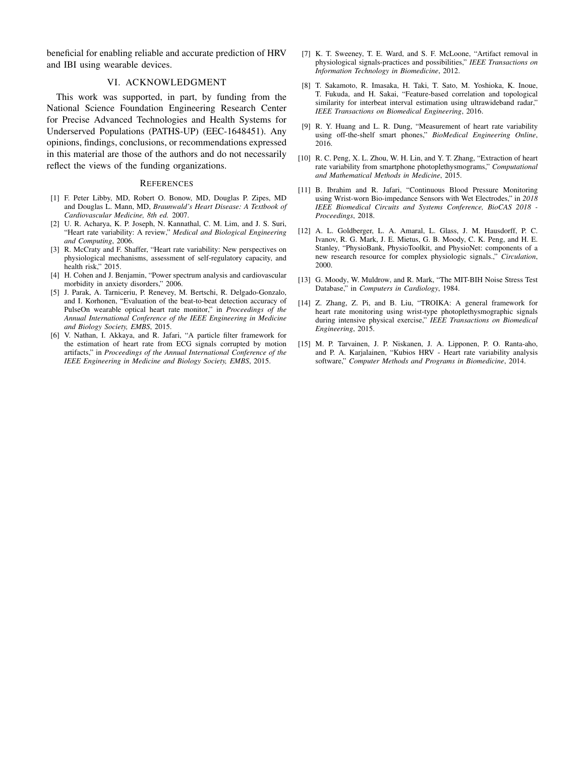beneficial for enabling reliable and accurate prediction of HRV and IBI using wearable devices.

## VI. ACKNOWLEDGMENT

This work was supported, in part, by funding from the National Science Foundation Engineering Research Center for Precise Advanced Technologies and Health Systems for Underserved Populations (PATHS-UP) (EEC-1648451). Any opinions, findings, conclusions, or recommendations expressed in this material are those of the authors and do not necessarily reflect the views of the funding organizations.

## REFERENCES

[1] F. Peter Libby, MD, Robert O. Bonow, MD, Douglas P. Zipes, MD and Douglas L. Mann, MD, *Braunwald's Heart Disease: A Textbook of Cardiovascular Medicine, 8th ed.* 2007.

[2] U. R. Acharya, K. P. Joseph, N. Kannathal, C. M. Lim, and J. S. Suri, "Heart rate variability: A review," *Medical and Biological Engineering and Computing*, 2006.

[3] R. McCraty and F. Shaffer, "Heart rate variability: New perspectives on physiological mechanisms, assessment of self-regulatory capacity, and health risk," 2015.

[4] H. Cohen and J. Benjamin, "Power spectrum analysis and cardiovascular morbidity in anxiety disorders," 2006.

[5] J. Parak, A. Tarniceriu, P. Renevey, M. Bertschi, R. Delgado-Gonzalo, and I. Korhonen, "Evaluation of the beat-to-beat detection accuracy of PulseOn wearable optical heart rate monitor," in *Proceedings of the Annual International Conference of the IEEE Engineering in Medicine and Biology Society, EMBS*, 2015.

[6] V. Nathan, I. Akkaya, and R. Jafari, "A particle filter framework for the estimation of heart rate from ECG signals corrupted by motion artifacts," in *Proceedings of the Annual International Conference of the IEEE Engineering in Medicine and Biology Society, EMBS*, 2015.

[7] K. T. Sweeney, T. E. Ward, and S. F. McLoone, "Artifact removal in physiological signals-practices and possibilities," *IEEE Transactions on Information Technology in Biomedicine*, 2012.

[8] T. Sakamoto, R. Imasaka, H. Taki, T. Sato, M. Yoshioka, K. Inoue, T. Fukuda, and H. Sakai, "Feature-based correlation and topological similarity for interbeat interval estimation using ultrawideband radar," *IEEE Transactions on Biomedical Engineering*, 2016.

[9] R. Y. Huang and L. R. Dung, "Measurement of heart rate variability using off-the-shelf smart phones," *BioMedical Engineering Online*, 2016.

[10] R. C. Peng, X. L. Zhou, W. H. Lin, and Y. T. Zhang, "Extraction of heart rate variability from smartphone photoplethysmograms," *Computational and Mathematical Methods in Medicine*, 2015.

[11] B. Ibrahim and R. Jafari, "Continuous Blood Pressure Monitoring using Wrist-worn Bio-impedance Sensors with Wet Electrodes," in *2018 IEEE Biomedical Circuits and Systems Conference, BioCAS 2018 - Proceedings*, 2018.

[12] A. L. Goldberger, L. A. Amaral, L. Glass, J. M. Hausdorff, P. C. Ivanov, R. G. Mark, J. E. Mietus, G. B. Moody, C. K. Peng, and H. E. Stanley, "PhysioBank, PhysioToolkit, and PhysioNet: components of a new research resource for complex physiologic signals.," *Circulation*, 2000.

[13] G. Moody, W. Muldrow, and R. Mark, "The MIT-BIH Noise Stress Test Database," in *Computers in Cardiology*, 1984.

[14] Z. Zhang, Z. Pi, and B. Liu, "TROIKA: A general framework for heart rate monitoring using wrist-type photoplethysmographic signals during intensive physical exercise," *IEEE Transactions on Biomedical Engineering*, 2015.

[15] M. P. Tarvainen, J. P. Niskanen, J. A. Lipponen, P. O. Ranta-aho, and P. A. Karjalainen, "Kubios HRV - Heart rate variability analysis software," *Computer Methods and Programs in Biomedicine*, 2014.